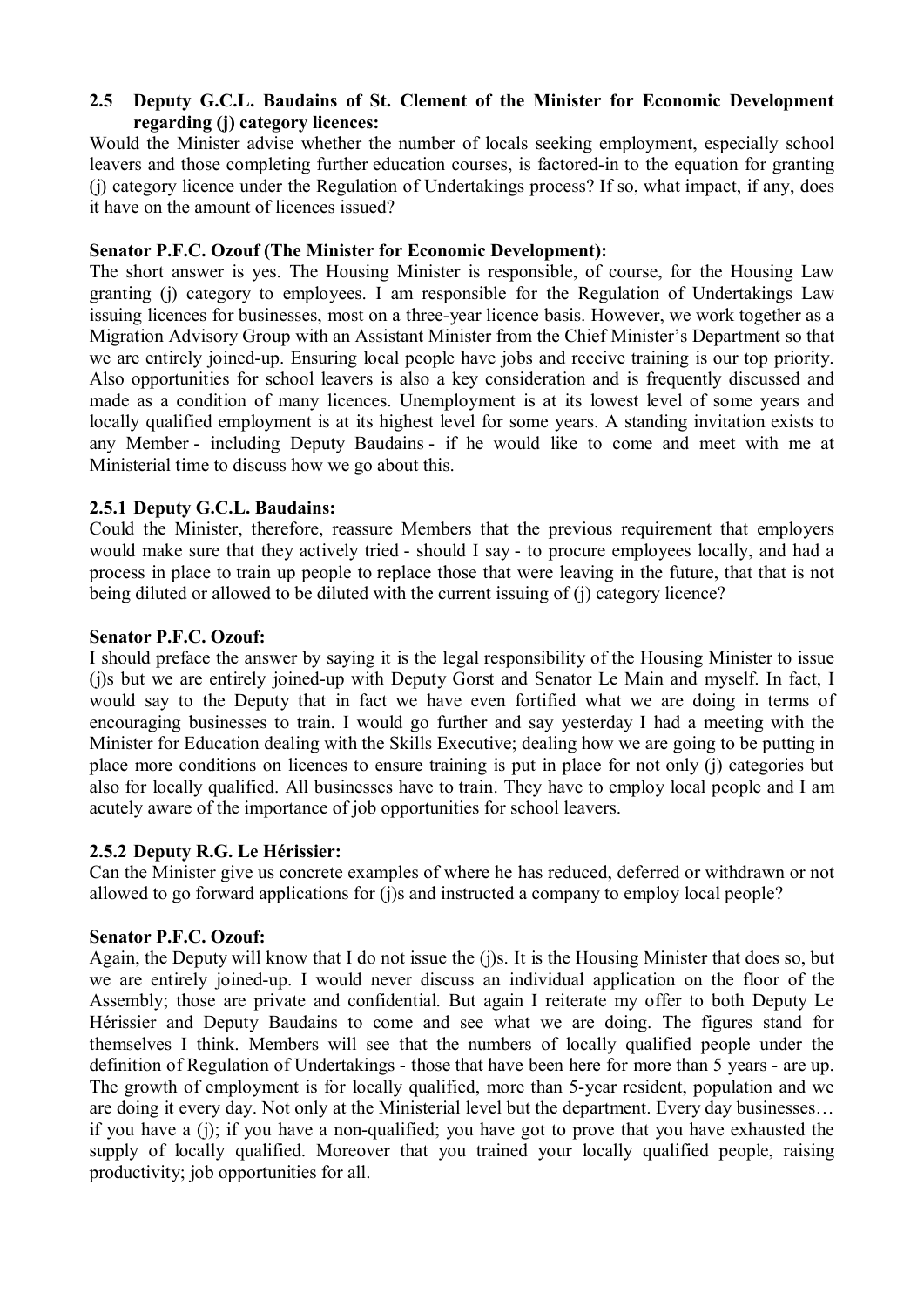### 2.5 Deputy G.C.L. Baudains of St. Clement of the Minister for Economic Development regarding (j) category licences:

Would the Minister advise whether the number of locals seeking employment, especially school leavers and those completing further education courses, is factored-in to the equation for granting (j) category licence under the Regulation of Undertakings process? If so, what impact, if any, does it have on the amount of licences issued?

**Senator P.F.C. Ozouf (The Minister for Economic Development):**

The short answer is yes. The Housing Minister is responsible, of course, for the Housing Law granting (j) category to employees. I am responsible for the Regulation of Undertakings Law issuing licences for businesses, most on a three-year licence basis. However, we work together as a Migration Advisory Group with an Assistant Minister from the Chief Minister's Department so that we are entirely joined-up. Ensuring local people have jobs and receive training is our top priority. Also opportunities for school leavers is also a key consideration and is frequently discussed and made as a condition of many licences. Unemployment is at its lowest level of some years and locally qualified employment is at its highest level for some years. A standing invitation exists to any Member - including Deputy Baudains - if he would like to come and meet with me at Ministerial time to discuss how we go about this.

### 2.5.1 Deputy G.C.L. Baudains:

Could the Minister, therefore, reassure Members that the previous requirement that employers would make sure that they actively tried - should I say - to procure employees locally, and had a process in place to train up people to replace those that were leaving in the future, that that is not being diluted or allowed to be diluted with the current issuing of (j) category licence?

**Senator P.F.C. Ozouf:**

I should preface the answer by saying it is the legal responsibility of the Housing Minister to issue (j)s but we are entirely joined-up with Deputy Gorst and Senator Le Main and myself. In fact, I would say to the Deputy that in fact we have even fortified what we are doing in terms of encouraging businesses to train. I would go further and say yesterday I had a meeting with the Minister for Education dealing with the Skills Executive; dealing how we are going to be putting in place more conditions on licences to ensure training is put in place for not only (j) categories but also for locally qualified. All businesses have to train. They have to employ local people and I am acutely aware of the importance of job opportunities for school leavers.

### 2.5.2 Deputy R.G. Le Hérissier:

Can the Minister give us concrete examples of where he has reduced, deferred or withdrawn or not allowed to go forward applications for (j)s and instructed a company to employ local people?

**Senator P.F.C. Ozouf:**

Again, the Deputy will know that I do not issue the (j)s. It is the Housing Minister that does so, but we are entirely joined-up. I would never discuss an individual application on the floor of the Assembly; those are private and confidential. But again I reiterate my offer to both Deputy Le Hérissier and Deputy Baudains to come and see what we are doing. The figures stand for themselves I think. Members will see that the numbers of locally qualified people under the definition of Regulation of Undertakings - those that have been here for more than 5 years - are up. The growth of employment is for locally qualified, more than 5-year resident, population and we are doing it every day. Not only at the Ministerial level but the department. Every day businesses… if you have a (j); if you have a non-qualified; you have got to prove that you have exhausted the supply of locally qualified. Moreover that you trained your locally qualified people, raising productivity; job opportunities for all.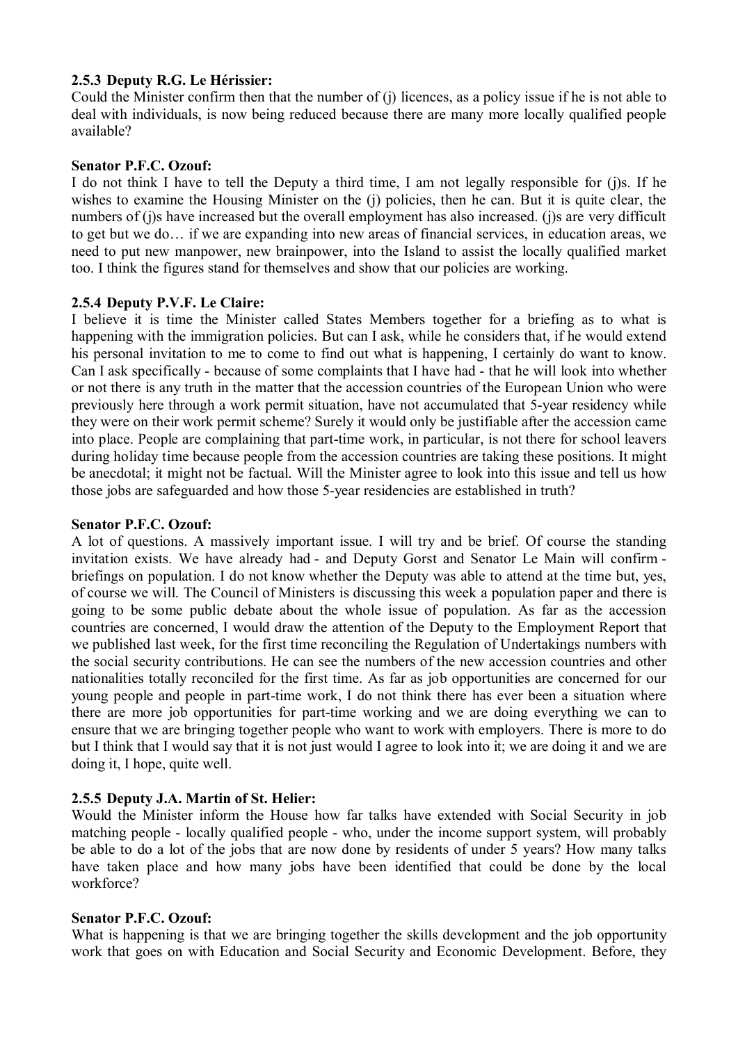**2.5.3 Deputy R.G. Le Hérissier:**

Could the Minister confirm then that the number of (j) licences, as a policy issue if he is not able to deal with individuals, is now being reduced because there are many more locally qualified people available?

**Senator P.F.C. Ozouf:**

I do not think I have to tell the Deputy a third time, I am not legally responsible for (j)s. If he wishes to examine the Housing Minister on the (j) policies, then he can. But it is quite clear, the numbers of (j)s have increased but the overall employment has also increased. (j)s are very difficult to get but we do… if we are expanding into new areas of financial services, in education areas, we need to put new manpower, new brainpower, into the Island to assist the locally qualified market too. I think the figures stand for themselves and show that our policies are working.

**2.5.4 Deputy P.V.F. Le Claire:**

I believe it is time the Minister called States Members together for a briefing as to what is happening with the immigration policies. But can I ask, while he considers that, if he would extend his personal invitation to me to come to find out what is happening, I certainly do want to know. Can I ask specifically - because of some complaints that I have had - that he will look into whether or not there is any truth in the matter that the accession countries of the European Union who were previously here through a work permit situation, have not accumulated that 5-year residency while they were on their work permit scheme? Surely it would only be justifiable after the accession came into place. People are complaining that part-time work, in particular, is not there for school leavers during holiday time because people from the accession countries are taking these positions. It might be anecdotal; it might not be factual. Will the Minister agree to look into this issue and tell us how those jobs are safeguarded and how those 5-year residencies are established in truth?

**Senator P.F.C. Ozouf:**

A lot of questions. A massively important issue. I will try and be brief. Of course the standing invitation exists. We have already had - and Deputy Gorst and Senator Le Main will confirm - briefings on population. I do not know whether the Deputy was able to attend at the time but, yes, of course we will. The Council of Ministers is discussing this week a population paper and there is going to be some public debate about the whole issue of population. As far as the accession countries are concerned, I would draw the attention of the Deputy to the Employment Report that we published last week, for the first time reconciling the Regulation of Undertakings numbers with the social security contributions. He can see the numbers of the new accession countries and other nationalities totally reconciled for the first time. As far as job opportunities are concerned for our young people and people in part-time work, I do not think there has ever been a situation where there are more job opportunities for part-time working and we are doing everything we can to ensure that we are bringing together people who want to work with employers. There is more to do but I think that I would say that it is not just would I agree to look into it; we are doing it and we are doing it, I hope, quite well.

**2.5.5 Deputy J.A. Martin of St. Helier:**

Would the Minister inform the House how far talks have extended with Social Security in job matching people - locally qualified people - who, under the income support system, will probably be able to do a lot of the jobs that are now done by residents of under 5 years? How many talks have taken place and how many jobs have been identified that could be done by the local workforce?

**Senator P.F.C. Ozouf:**

What is happening is that we are bringing together the skills development and the job opportunity work that goes on with Education and Social Security and Economic Development. Before, they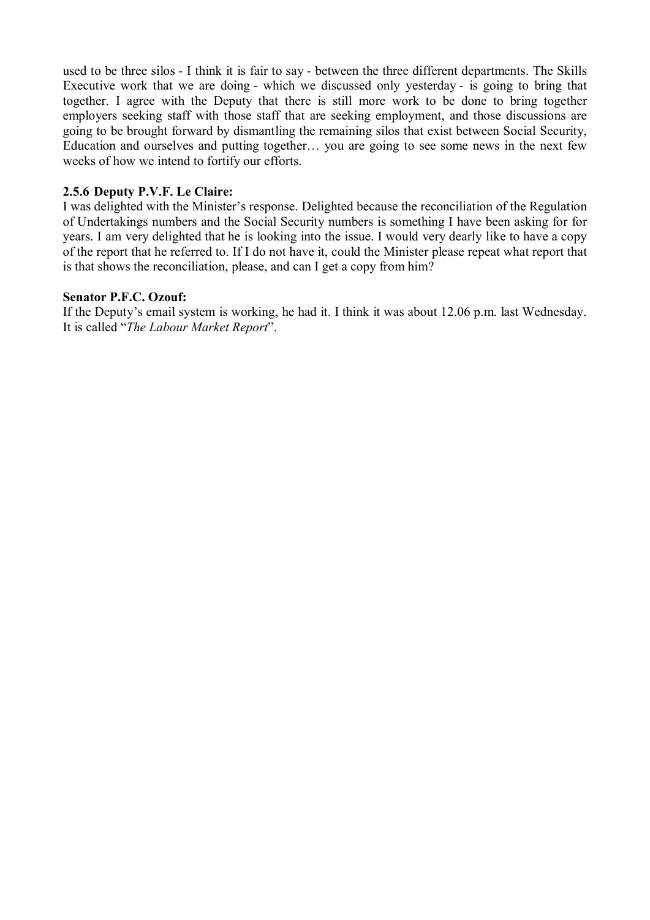used to be three silos - I think it is fair to say - between the three different departments. The Skills Executive work that we are doing - which we discussed only yesterday - is going to bring that together. I agree with the Deputy that there is still more work to be done to bring together employers seeking staff with those staff that are seeking employment, and those discussions are going to be brought forward by dismantling the remaining silos that exist between Social Security, Education and ourselves and putting together… you are going to see some news in the next few weeks of how we intend to fortify our efforts.

**2.5.6 Deputy P.V.F. Le Claire:**

I was delighted with the Minister's response. Delighted because the reconciliation of the Regulation of Undertakings numbers and the Social Security numbers is something I have been asking for for years. I am very delighted that he is looking into the issue. I would very dearly like to have a copy of the report that he referred to. If I do not have it, could the Minister please repeat what report that is that shows the reconciliation, please, and can I get a copy from him?

**Senator P.F.C. Ozouf:**

If the Deputy's email system is working, he had it. I think it was about 12.06 p.m. last Wednesday. It is called "*The Labour Market Report*".